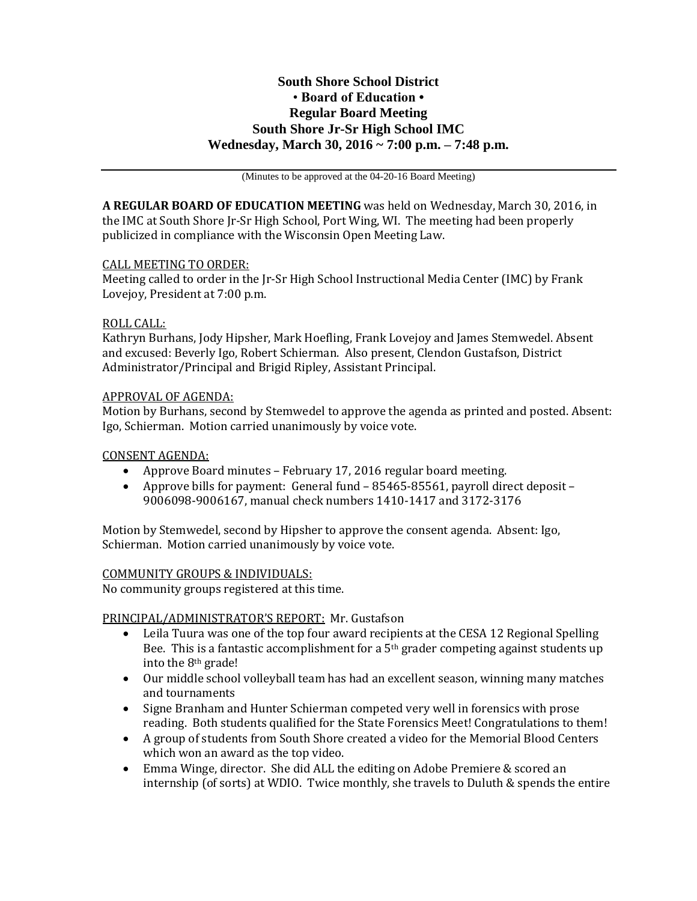**South Shore School District**
**• Board of Education •**
**Regular Board Meeting**
**South Shore Jr-Sr High School IMC**
**Wednesday, March 30, 2016 ~ 7:00 p.m. – 7:48 p.m.**

(Minutes to be approved at the 04-20-16 Board Meeting)

**A REGULAR BOARD OF EDUCATION MEETING** was held on Wednesday, March 30, 2016, in the IMC at South Shore Jr-Sr High School, Port Wing, WI. The meeting had been properly publicized in compliance with the Wisconsin Open Meeting Law.

CALL MEETING TO ORDER:
Meeting called to order in the Jr-Sr High School Instructional Media Center (IMC) by Frank Lovejoy, President at 7:00 p.m.

ROLL CALL:
Kathryn Burhans, Jody Hipsher, Mark Hoefling, Frank Lovejoy and James Stemwedel. Absent and excused: Beverly Igo, Robert Schierman. Also present, Clendon Gustafson, District Administrator/Principal and Brigid Ripley, Assistant Principal.

APPROVAL OF AGENDA:
Motion by Burhans, second by Stemwedel to approve the agenda as printed and posted. Absent: Igo, Schierman. Motion carried unanimously by voice vote.

CONSENT AGENDA:

- Approve Board minutes – February 17, 2016 regular board meeting.
- Approve bills for payment: General fund – 85465-85561, payroll direct deposit – 9006098-9006167, manual check numbers 1410-1417 and 3172-3176

Motion by Stemwedel, second by Hipsher to approve the consent agenda. Absent: Igo, Schierman. Motion carried unanimously by voice vote.

COMMUNITY GROUPS & INDIVIDUALS:
No community groups registered at this time.

PRINCIPAL/ADMINISTRATOR'S REPORT: Mr. Gustafson

- Leila Tuura was one of the top four award recipients at the CESA 12 Regional Spelling Bee. This is a fantastic accomplishment for a 5th grader competing against students up into the 8th grade!
- Our middle school volleyball team has had an excellent season, winning many matches and tournaments
- Signe Branham and Hunter Schierman competed very well in forensics with prose reading. Both students qualified for the State Forensics Meet! Congratulations to them!
- A group of students from South Shore created a video for the Memorial Blood Centers which won an award as the top video.
- Emma Winge, director. She did ALL the editing on Adobe Premiere & scored an internship (of sorts) at WDIO. Twice monthly, she travels to Duluth & spends the entire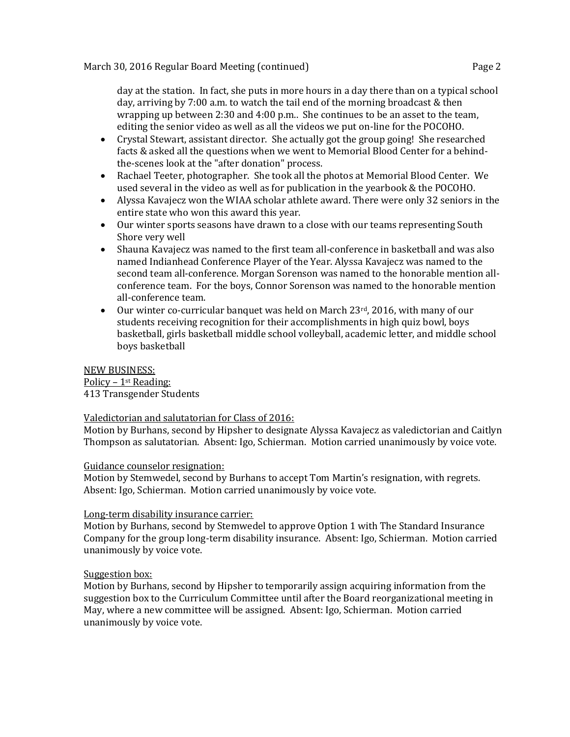day at the station. In fact, she puts in more hours in a day there than on a typical school day, arriving by 7:00 a.m. to watch the tail end of the morning broadcast & then wrapping up between 2:30 and 4:00 p.m.. She continues to be an asset to the team, editing the senior video as well as all the videos we put on-line for the POCOHO.

- Crystal Stewart, assistant director. She actually got the group going! She researched facts & asked all the questions when we went to Memorial Blood Center for a behind-the-scenes look at the "after donation" process.
- Rachael Teeter, photographer. She took all the photos at Memorial Blood Center. We used several in the video as well as for publication in the yearbook & the POCOHO.
- Alyssa Kavajecz won the WIAA scholar athlete award. There were only 32 seniors in the entire state who won this award this year.
- Our winter sports seasons have drawn to a close with our teams representing South Shore very well
- Shauna Kavajecz was named to the first team all-conference in basketball and was also named Indianhead Conference Player of the Year. Alyssa Kavajecz was named to the second team all-conference. Morgan Sorenson was named to the honorable mention all-conference team. For the boys, Connor Sorenson was named to the honorable mention all-conference team.
- Our winter co-curricular banquet was held on March 23rd, 2016, with many of our students receiving recognition for their accomplishments in high quiz bowl, boys basketball, girls basketball middle school volleyball, academic letter, and middle school boys basketball

<u>NEW BUSINESS:</u>
<u>Policy – 1st Reading:</u>
413 Transgender Students

<u>Valedictorian and salutatorian for Class of 2016:</u>
Motion by Burhans, second by Hipsher to designate Alyssa Kavajecz as valedictorian and Caitlyn Thompson as salutatorian. Absent: Igo, Schierman. Motion carried unanimously by voice vote.

<u>Guidance counselor resignation:</u>
Motion by Stemwedel, second by Burhans to accept Tom Martin's resignation, with regrets. Absent: Igo, Schierman. Motion carried unanimously by voice vote.

<u>Long-term disability insurance carrier:</u>
Motion by Burhans, second by Stemwedel to approve Option 1 with The Standard Insurance Company for the group long-term disability insurance. Absent: Igo, Schierman. Motion carried unanimously by voice vote.

<u>Suggestion box:</u>
Motion by Burhans, second by Hipsher to temporarily assign acquiring information from the suggestion box to the Curriculum Committee until after the Board reorganizational meeting in May, where a new committee will be assigned. Absent: Igo, Schierman. Motion carried unanimously by voice vote.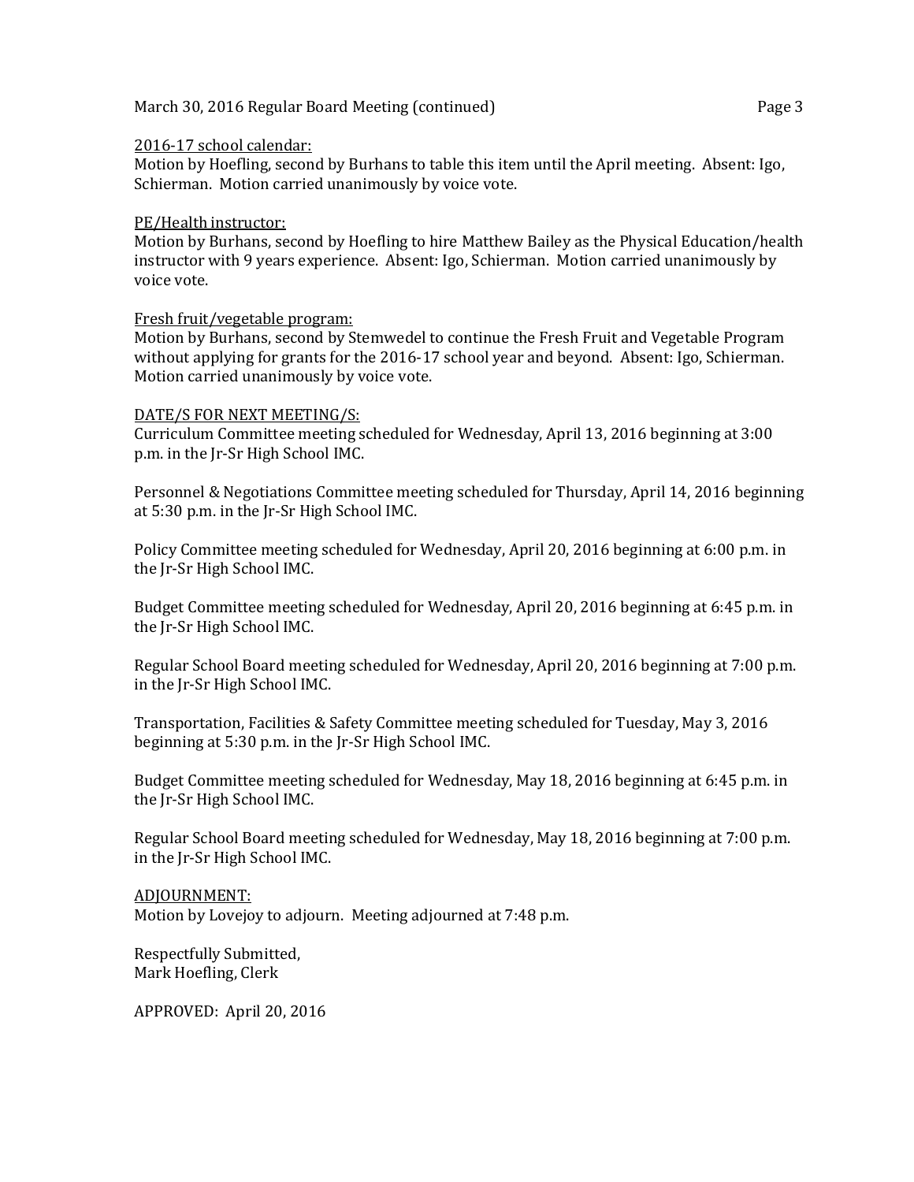2016-17 school calendar:
Motion by Hoefling, second by Burhans to table this item until the April meeting. Absent: Igo, Schierman. Motion carried unanimously by voice vote.

PE/Health instructor:
Motion by Burhans, second by Hoefling to hire Matthew Bailey as the Physical Education/health instructor with 9 years experience. Absent: Igo, Schierman. Motion carried unanimously by voice vote.

Fresh fruit/vegetable program:
Motion by Burhans, second by Stemwedel to continue the Fresh Fruit and Vegetable Program without applying for grants for the 2016-17 school year and beyond. Absent: Igo, Schierman. Motion carried unanimously by voice vote.

DATE/S FOR NEXT MEETING/S:
Curriculum Committee meeting scheduled for Wednesday, April 13, 2016 beginning at 3:00 p.m. in the Jr-Sr High School IMC.

Personnel & Negotiations Committee meeting scheduled for Thursday, April 14, 2016 beginning at 5:30 p.m. in the Jr-Sr High School IMC.

Policy Committee meeting scheduled for Wednesday, April 20, 2016 beginning at 6:00 p.m. in the Jr-Sr High School IMC.

Budget Committee meeting scheduled for Wednesday, April 20, 2016 beginning at 6:45 p.m. in the Jr-Sr High School IMC.

Regular School Board meeting scheduled for Wednesday, April 20, 2016 beginning at 7:00 p.m. in the Jr-Sr High School IMC.

Transportation, Facilities & Safety Committee meeting scheduled for Tuesday, May 3, 2016 beginning at 5:30 p.m. in the Jr-Sr High School IMC.

Budget Committee meeting scheduled for Wednesday, May 18, 2016 beginning at 6:45 p.m. in the Jr-Sr High School IMC.

Regular School Board meeting scheduled for Wednesday, May 18, 2016 beginning at 7:00 p.m. in the Jr-Sr High School IMC.

ADJOURNMENT:
Motion by Lovejoy to adjourn. Meeting adjourned at 7:48 p.m.

Respectfully Submitted,
Mark Hoefling, Clerk

APPROVED: April 20, 2016